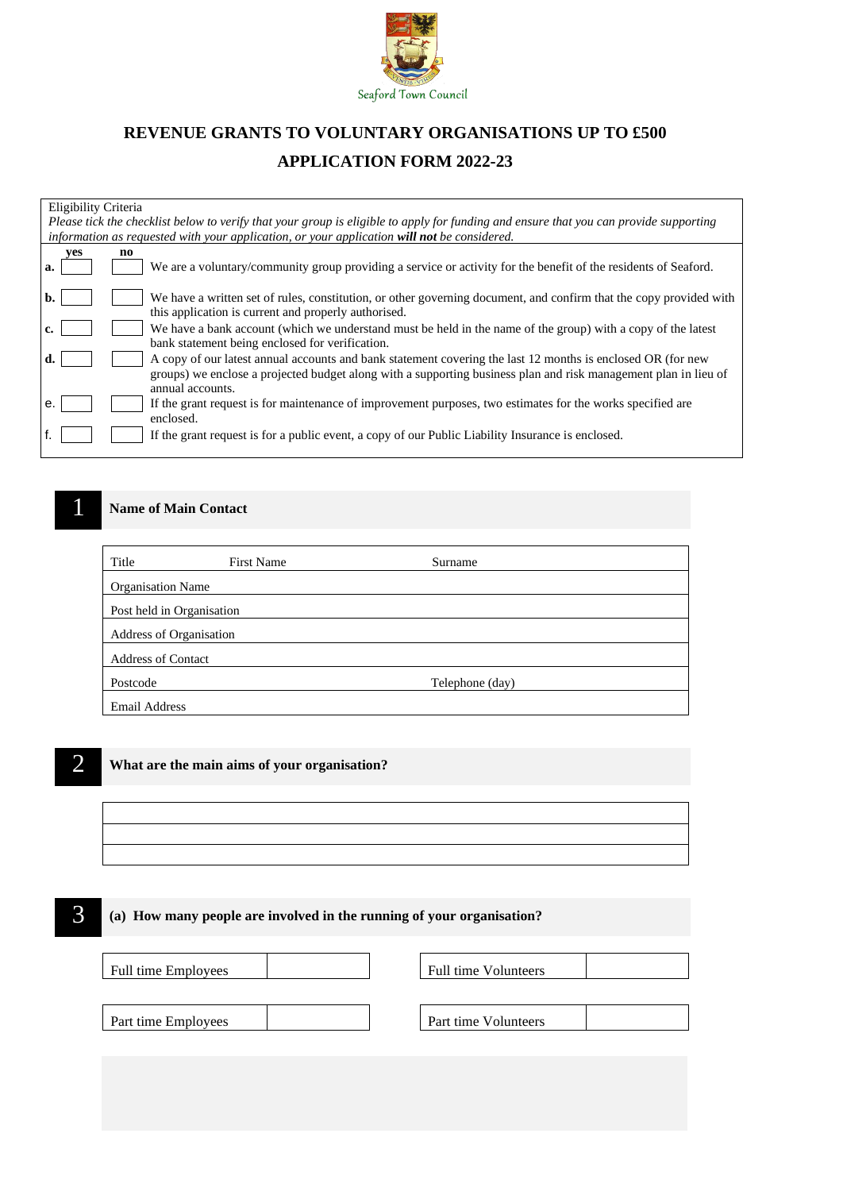Seaford Town Council

# REVENUE GRANTS TO VOLUNTARY ORGANISATIONS UP TO £500

# APPLICATION FORM 2022-23

Eligibility Criteria

*Please tick the checklist below to verify that your group is eligible to apply for funding and ensure that you can provide supporting information as requested with your application, or your application **will not** be considered.*

| | yes | no | |
|---|---|---|---|
| **a.** | | | We are a voluntary/community group providing a service or activity for the benefit of the residents of Seaford. |
| **b.** | | | We have a written set of rules, constitution, or other governing document, and confirm that the copy provided with this application is current and properly authorised. |
| **c.** | | | We have a bank account (which we understand must be held in the name of the group) with a copy of the latest bank statement being enclosed for verification. |
| **d.** | | | A copy of our latest annual accounts and bank statement covering the last 12 months is enclosed OR (for new groups) we enclose a projected budget along with a supporting business plan and risk management plan in lieu of annual accounts. |
| e. | | | If the grant request is for maintenance of improvement purposes, two estimates for the works specified are enclosed. |
| f. | | | If the grant request is for a public event, a copy of our Public Liability Insurance is enclosed. |

## 1 Name of Main Contact

| Title | First Name | Surname |
|---|---|---|
| Organisation Name | | |
| Post held in Organisation | | |
| Address of Organisation | | |
| Address of Contact | | |
| Postcode | | Telephone (day) |
| Email Address | | |

## 2 What are the main aims of your organisation?

| |
|---|
| |
| |
| |

## 3 (a) How many people are involved in the running of your organisation?

| | | | |
|---|---|---|---|
| Full time Employees | | Full time Volunteers | |
| Part time Employees | | Part time Volunteers | |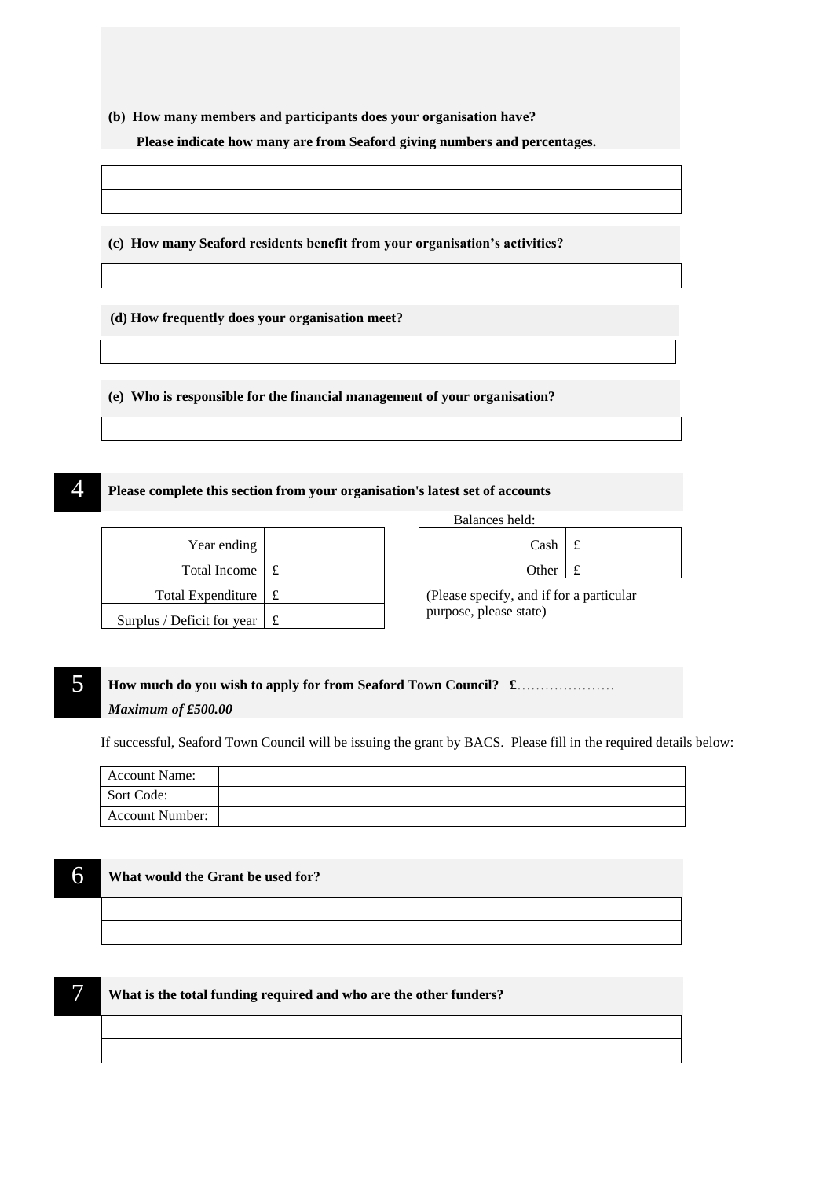**(b) How many members and participants does your organisation have?**

**Please indicate how many are from Seaford giving numbers and percentages.**

| |
|---|
| |
| |

**(c) How many Seaford residents benefit from your organisation's activities?**

| |
|---|
| |

**(d) How frequently does your organisation meet?**

| |
|---|
| |

**(e) Who is responsible for the financial management of your organisation?**

| |
|---|
| |

## 4 Please complete this section from your organisation's latest set of accounts

| | |
|---|---|
| Year ending | |
| Total Income | £ |
| Total Expenditure | £ |
| Surplus / Deficit for year | £ |

Balances held:

| | |
|---|---|
| Cash | £ |
| Other | £ |

(Please specify, and if for a particular purpose, please state)

## 5 How much do you wish to apply for from Seaford Town Council? £…………………

***Maximum of £500.00***

If successful, Seaford Town Council will be issuing the grant by BACS. Please fill in the required details below:

| | |
|---|---|
| Account Name: | |
| Sort Code: | |
| Account Number: | |

## 6 What would the Grant be used for?

| |
|---|
| |
| |

## 7 What is the total funding required and who are the other funders?

| |
|---|
| |
| |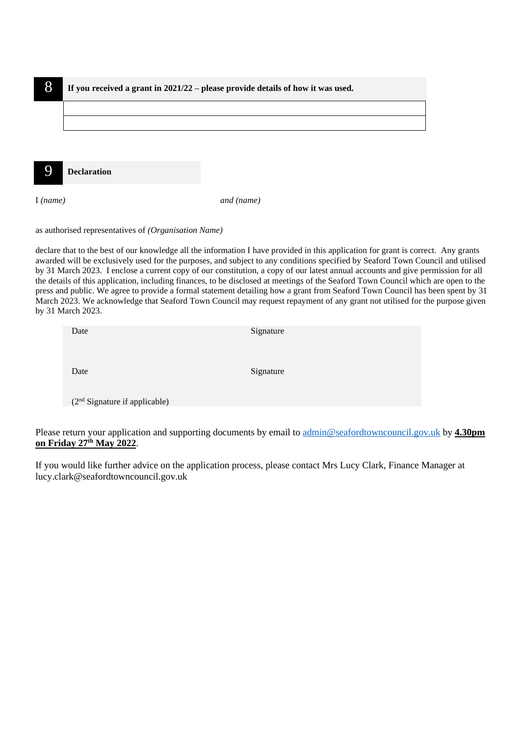## 8 If you received a grant in 2021/22 – please provide details of how it was used.

| |
|---|
| |
| |

## 9 Declaration

I *(name)* and *(name)*

as authorised representatives of *(Organisation Name)*

declare that to the best of our knowledge all the information I have provided in this application for grant is correct. Any grants awarded will be exclusively used for the purposes, and subject to any conditions specified by Seaford Town Council and utilised by 31 March 2023. I enclose a current copy of our constitution, a copy of our latest annual accounts and give permission for all the details of this application, including finances, to be disclosed at meetings of the Seaford Town Council which are open to the press and public. We agree to provide a formal statement detailing how a grant from Seaford Town Council has been spent by 31 March 2023. We acknowledge that Seaford Town Council may request repayment of any grant not utilised for the purpose given by 31 March 2023.

| | |
|---|---|
| Date | Signature |
| Date | Signature |
| (2nd Signature if applicable) | |

Please return your application and supporting documents by email to admin@seafordtowncouncil.gov.uk by **4.30pm on Friday 27th May 2022**.

If you would like further advice on the application process, please contact Mrs Lucy Clark, Finance Manager at lucy.clark@seafordtowncouncil.gov.uk